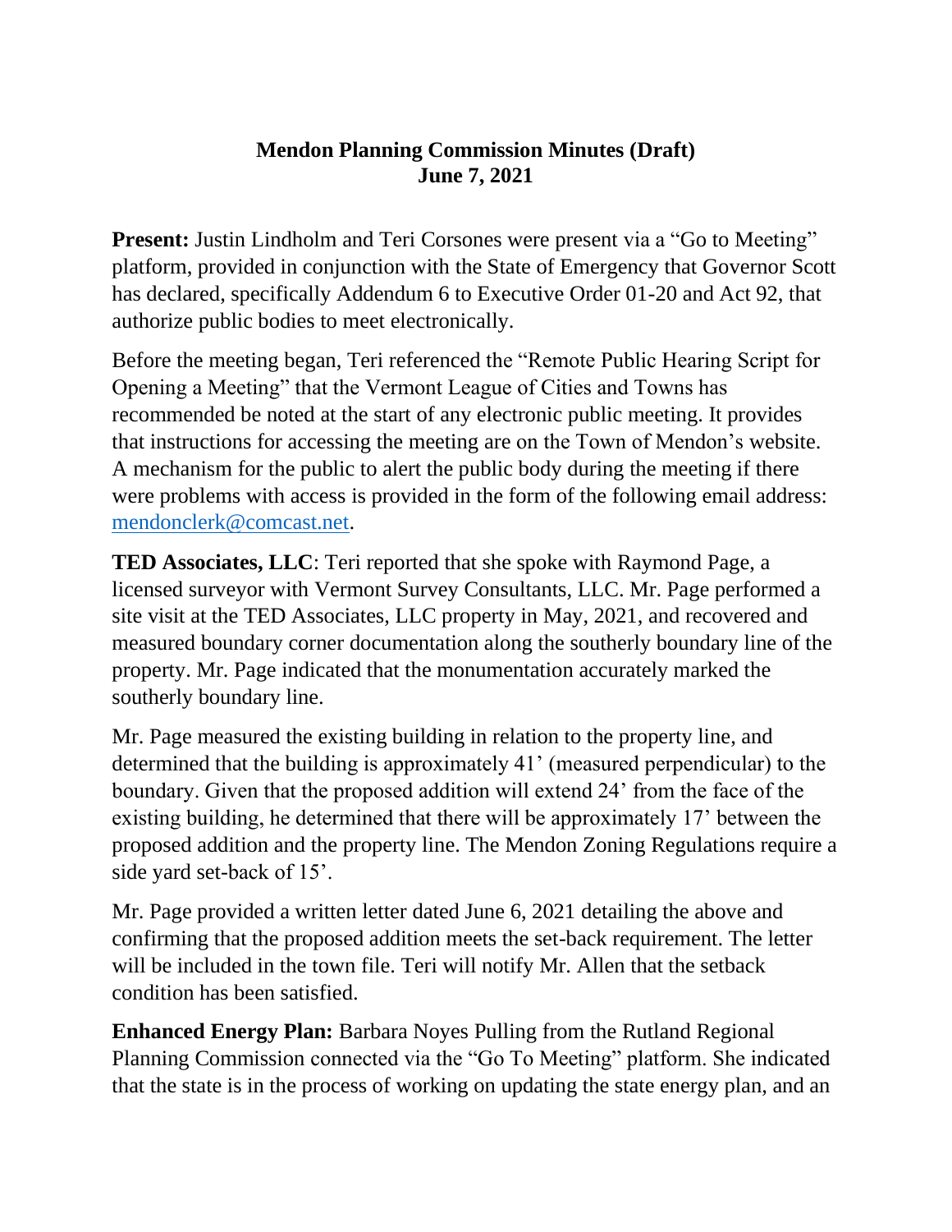# Mendon Planning Commission Minutes (Draft)
## June 7, 2021

**Present:** Justin Lindholm and Teri Corsones were present via a "Go to Meeting" platform, provided in conjunction with the State of Emergency that Governor Scott has declared, specifically Addendum 6 to Executive Order 01-20 and Act 92, that authorize public bodies to meet electronically.

Before the meeting began, Teri referenced the "Remote Public Hearing Script for Opening a Meeting" that the Vermont League of Cities and Towns has recommended be noted at the start of any electronic public meeting. It provides that instructions for accessing the meeting are on the Town of Mendon's website. A mechanism for the public to alert the public body during the meeting if there were problems with access is provided in the form of the following email address: mendonclerk@comcast.net.

**TED Associates, LLC**: Teri reported that she spoke with Raymond Page, a licensed surveyor with Vermont Survey Consultants, LLC. Mr. Page performed a site visit at the TED Associates, LLC property in May, 2021, and recovered and measured boundary corner documentation along the southerly boundary line of the property. Mr. Page indicated that the monumentation accurately marked the southerly boundary line.

Mr. Page measured the existing building in relation to the property line, and determined that the building is approximately 41' (measured perpendicular) to the boundary. Given that the proposed addition will extend 24' from the face of the existing building, he determined that there will be approximately 17' between the proposed addition and the property line. The Mendon Zoning Regulations require a side yard set-back of 15'.

Mr. Page provided a written letter dated June 6, 2021 detailing the above and confirming that the proposed addition meets the set-back requirement. The letter will be included in the town file. Teri will notify Mr. Allen that the setback condition has been satisfied.

**Enhanced Energy Plan:** Barbara Noyes Pulling from the Rutland Regional Planning Commission connected via the "Go To Meeting" platform. She indicated that the state is in the process of working on updating the state energy plan, and an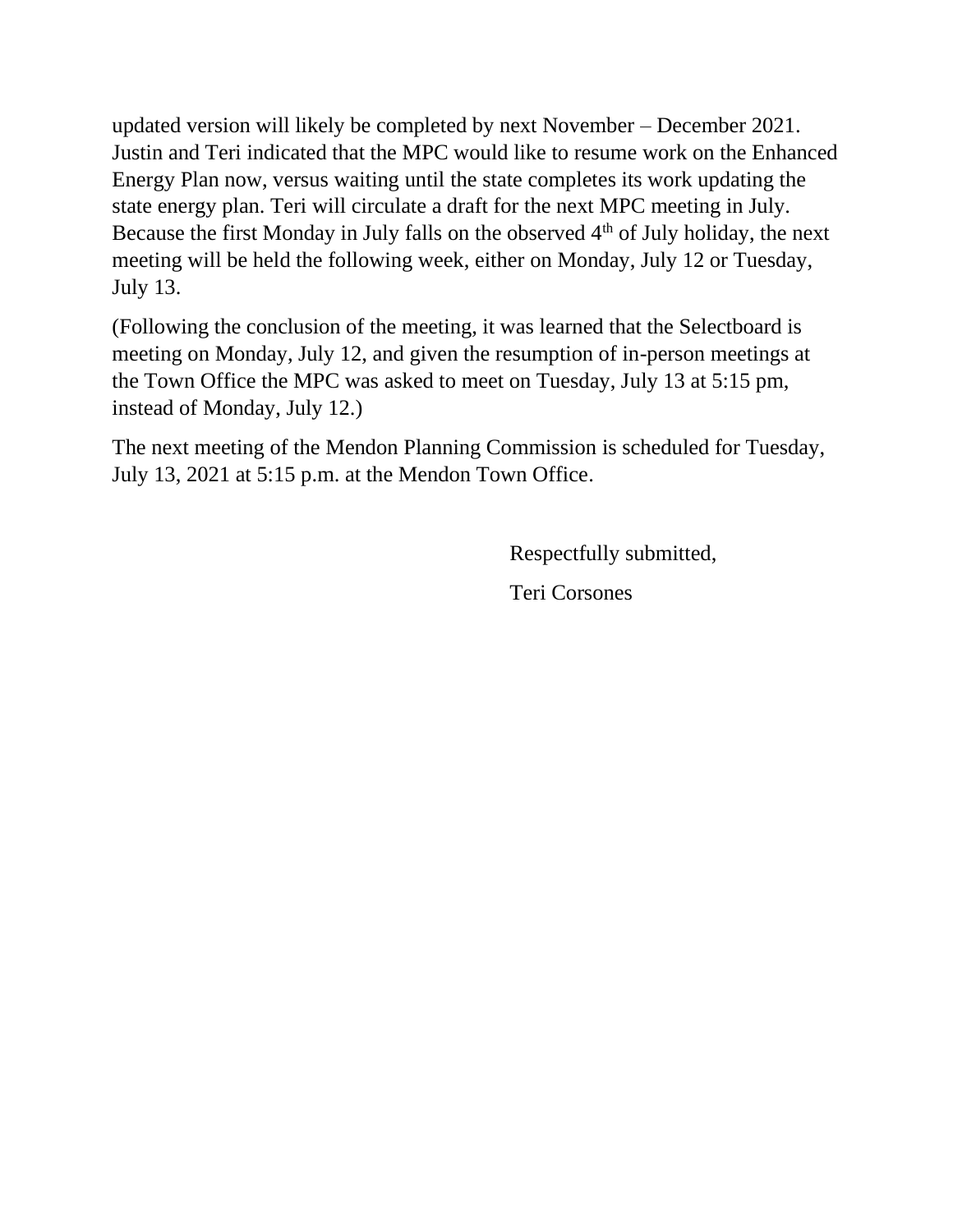updated version will likely be completed by next November – December 2021. Justin and Teri indicated that the MPC would like to resume work on the Enhanced Energy Plan now, versus waiting until the state completes its work updating the state energy plan. Teri will circulate a draft for the next MPC meeting in July. Because the first Monday in July falls on the observed 4th of July holiday, the next meeting will be held the following week, either on Monday, July 12 or Tuesday, July 13.

(Following the conclusion of the meeting, it was learned that the Selectboard is meeting on Monday, July 12, and given the resumption of in-person meetings at the Town Office the MPC was asked to meet on Tuesday, July 13 at 5:15 pm, instead of Monday, July 12.)

The next meeting of the Mendon Planning Commission is scheduled for Tuesday, July 13, 2021 at 5:15 p.m. at the Mendon Town Office.

Respectfully submitted,

Teri Corsones